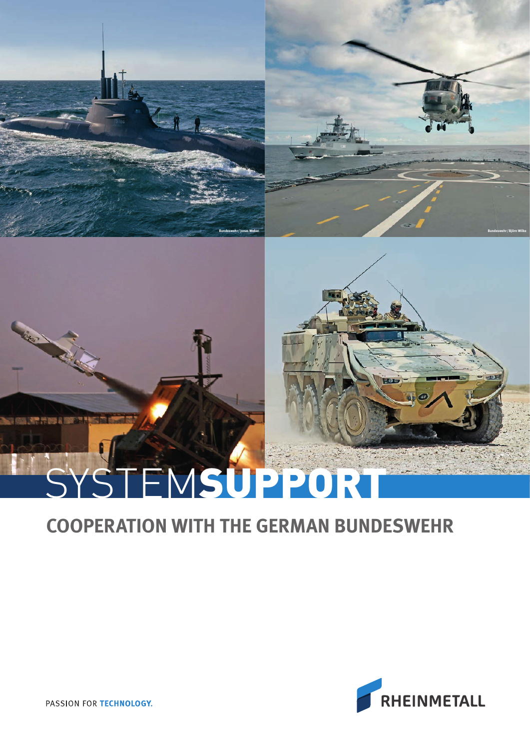# SYSTEM**SUPPORT**

## COOPERATION WITH THE GERMAN BUNDESWEHR

Bundeswehr / Jonas Weber

Bundeswehr / Björn Wilke

PASSION FOR **TECHNOLOGY.**

RHEINMETALL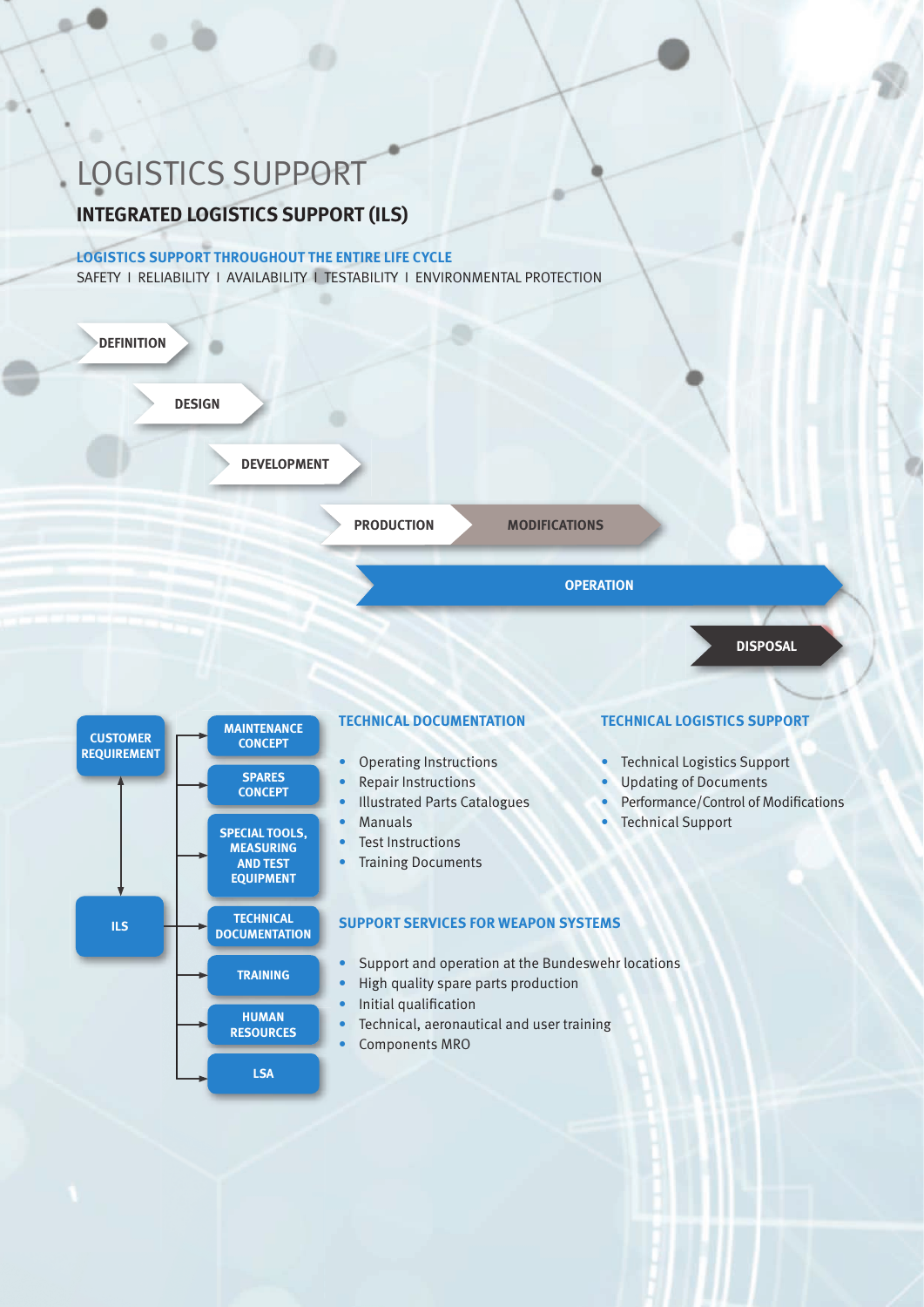# LOGISTICS SUPPORT

## INTEGRATED LOGISTICS SUPPORT (ILS)

**LOGISTICS SUPPORT THROUGHOUT THE ENTIRE LIFE CYCLE**

SAFETY I RELIABILITY I AVAILABILITY I TESTABILITY I ENVIRONMENTAL PROTECTION

DEFINITION → DESIGN → DEVELOPMENT → PRODUCTION → MODIFICATIONS → OPERATION → DISPOSAL

CUSTOMER REQUIREMENT ↔ ILS

ILS:
- MAINTENANCE CONCEPT
- SPARES CONCEPT
- SPECIAL TOOLS, MEASURING AND TEST EQUIPMENT
- TECHNICAL DOCUMENTATION
- TRAINING
- HUMAN RESOURCES
- LSA

### TECHNICAL DOCUMENTATION

- Operating Instructions
- Repair Instructions
- Illustrated Parts Catalogues
- Manuals
- Test Instructions
- Training Documents

### TECHNICAL LOGISTICS SUPPORT

- Technical Logistics Support
- Updating of Documents
- Performance/Control of Modifications
- Technical Support

### SUPPORT SERVICES FOR WEAPON SYSTEMS

- Support and operation at the Bundeswehr locations
- High quality spare parts production
- Initial qualification
- Technical, aeronautical and user training
- Components MRO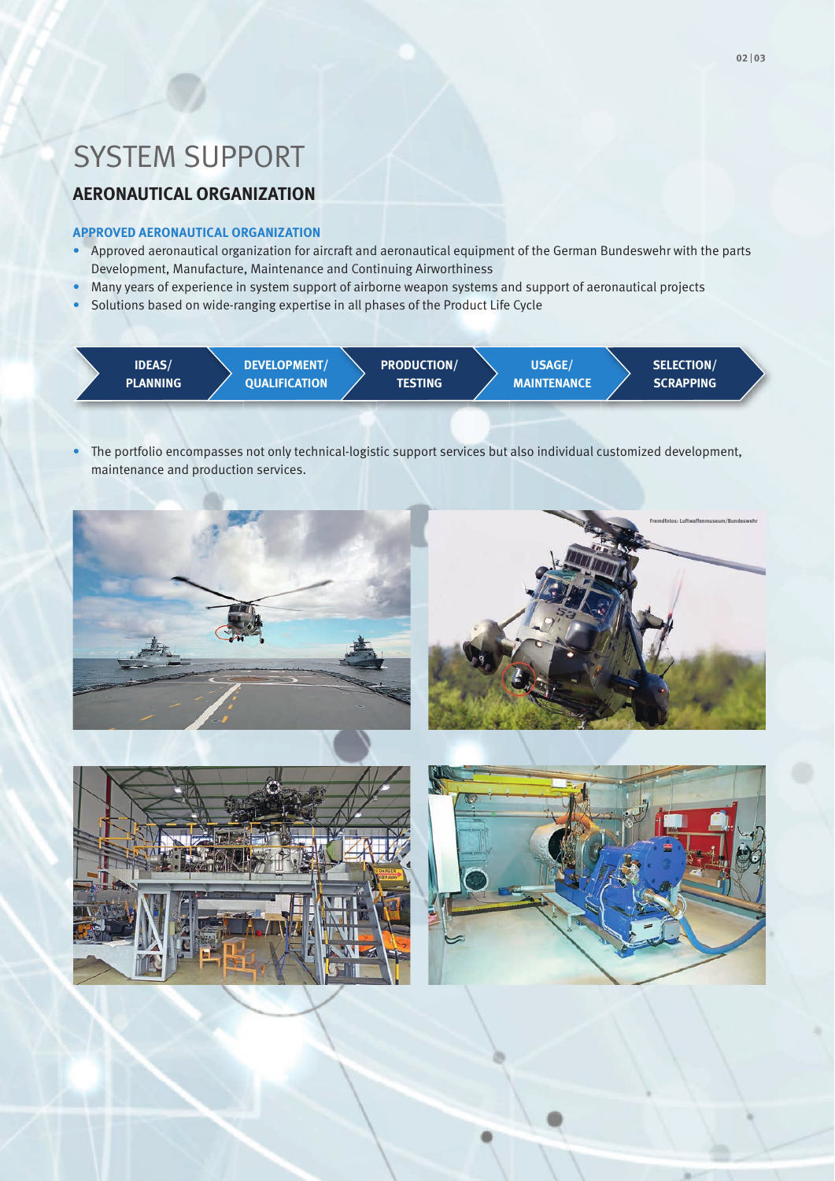# SYSTEM SUPPORT

## AERONAUTICAL ORGANIZATION

### APPROVED AERONAUTICAL ORGANIZATION

- Approved aeronautical organization for aircraft and aeronautical equipment of the German Bundeswehr with the parts Development, Manufacture, Maintenance and Continuing Airworthiness
- Many years of experience in system support of airborne weapon systems and support of aeronautical projects
- Solutions based on wide-ranging expertise in all phases of the Product Life Cycle

**IDEAS/ PLANNING** → **DEVELOPMENT/ QUALIFICATION** → **PRODUCTION/ TESTING** → **USAGE/ MAINTENANCE** → **SELECTION/ SCRAPPING**

- The portfolio encompasses not only technical-logistic support services but also individual customized development, maintenance and production services.

Fremdfotos: Luftwaffenmuseum/Bundeswehr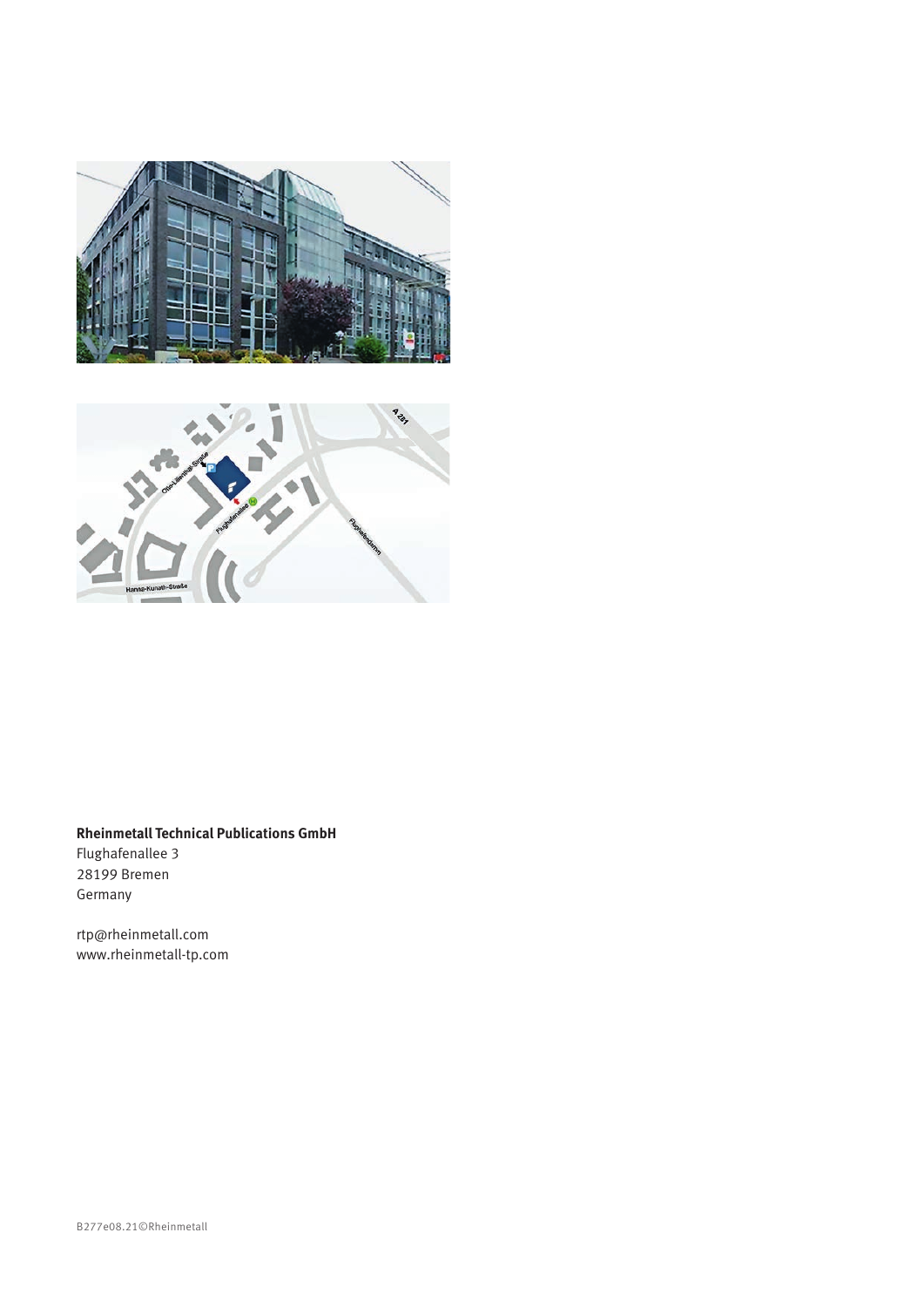**Rheinmetall Technical Publications GmbH**
Flughafenallee 3
28199 Bremen
Germany

rtp@rheinmetall.com
www.rheinmetall-tp.com

B277e08.21©Rheinmetall